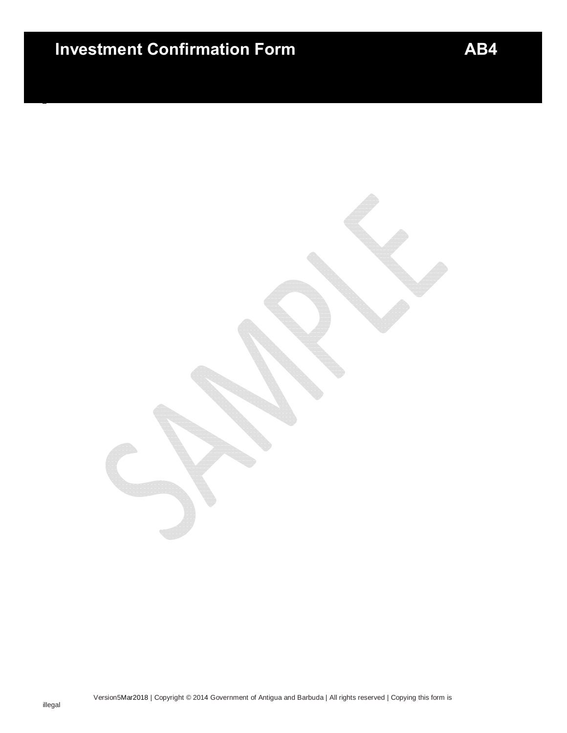# Investment Confirmation Form AB4

SAMPLE

Version5Mar2018 | Copyright © 2014 Government of Antigua and Barbuda | All rights reserved | Copying this form is illegal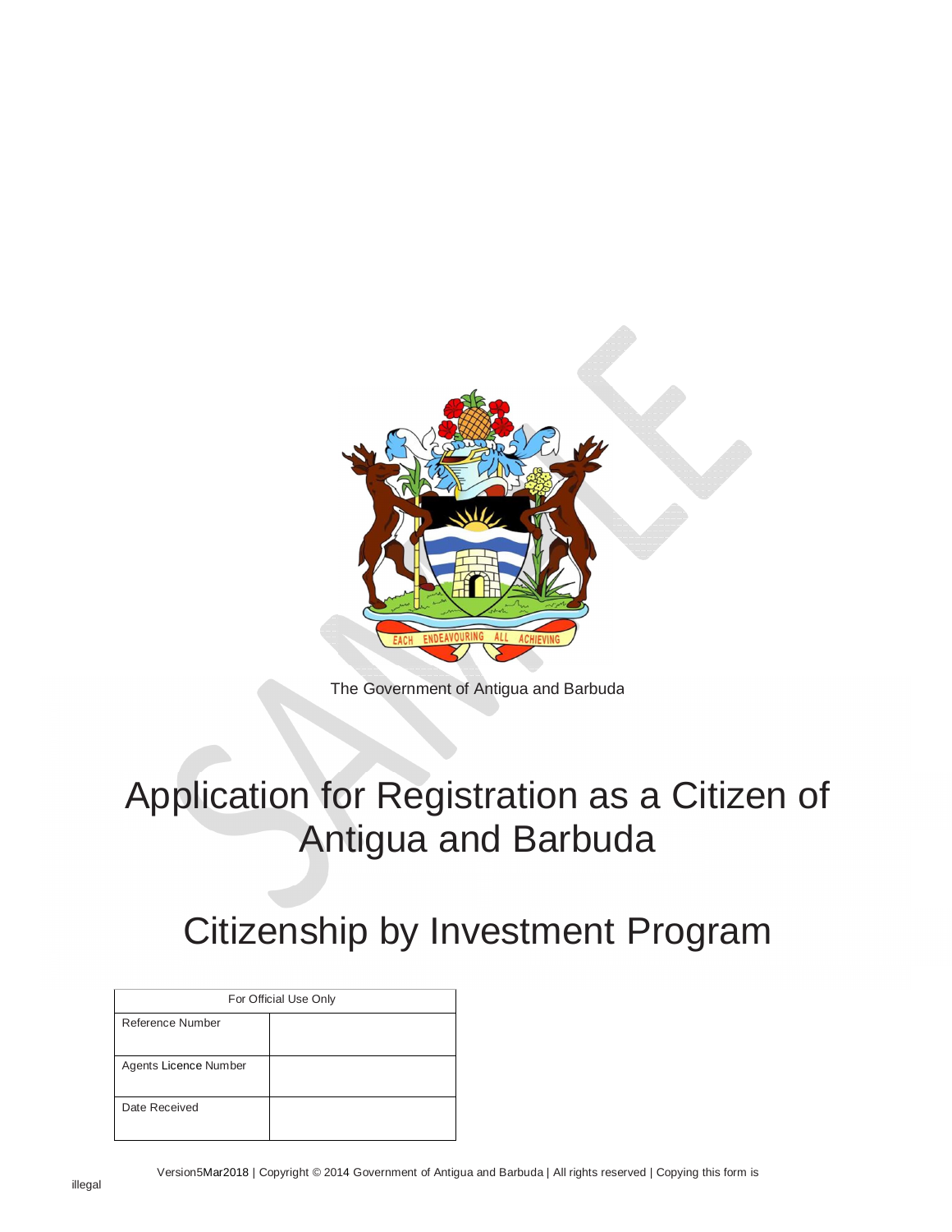The Government of Antigua and Barbuda

# Application for Registration as a Citizen of Antigua and Barbuda

# Citizenship by Investment Program

| For Official Use Only | |
|---|---|
| Reference Number | |
| Agents Licence Number | |
| Date Received | |

Version5Mar2018 | Copyright © 2014 Government of Antigua and Barbuda | All rights reserved | Copying this form is illegal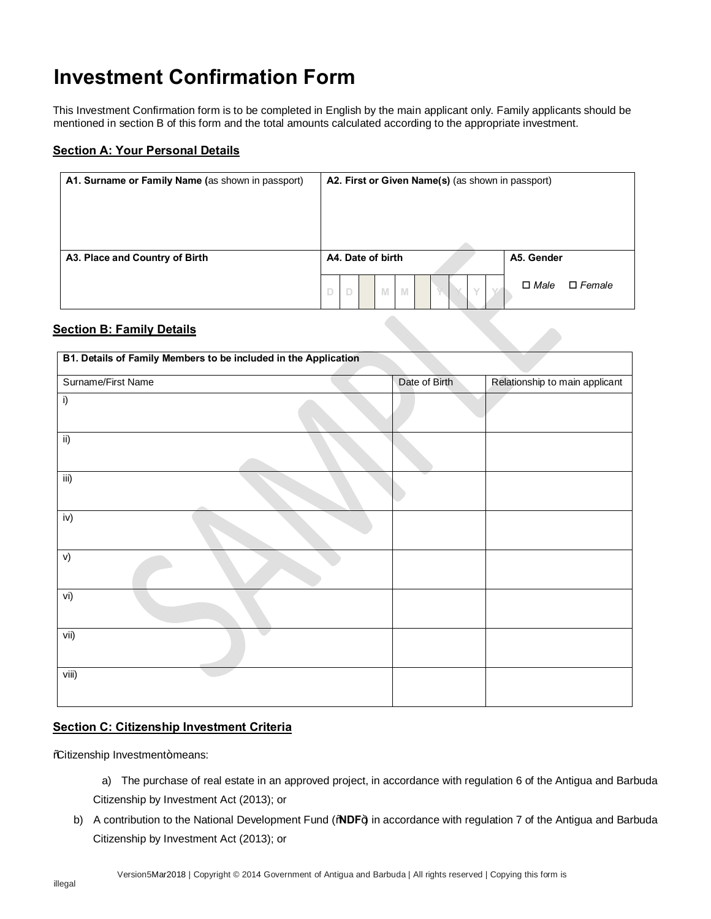# Investment Confirmation Form

This Investment Confirmation form is to be completed in English by the main applicant only. Family applicants should be mentioned in section B of this form and the total amounts calculated according to the appropriate investment.

## Section A: Your Personal Details

| **A1. Surname or Family Name (**as shown in passport) | **A2. First or Given Name(s)** (as shown in passport) | |
|---|---|---|
| | | |
| **A3. Place and Country of Birth** | **A4. Date of birth** | **A5. Gender** |
| | D D M M Y Y Y Y | ☐ *Male* ☐ *Female* |

## Section B: Family Details

| **B1. Details of Family Members to be included in the Application** | | |
|---|---|---|
| Surname/First Name | Date of Birth | Relationship to main applicant |
| i) | | |
| ii) | | |
| iii) | | |
| iv) | | |
| v) | | |
| vi) | | |
| vii) | | |
| viii) | | |

## Section C: Citizenship Investment Criteria

"Citizenship Investment" means:

a) The purchase of real estate in an approved project, in accordance with regulation 6 of the Antigua and Barbuda Citizenship by Investment Act (2013); or

b) A contribution to the National Development Fund ("**NDF**") in accordance with regulation 7 of the Antigua and Barbuda Citizenship by Investment Act (2013); or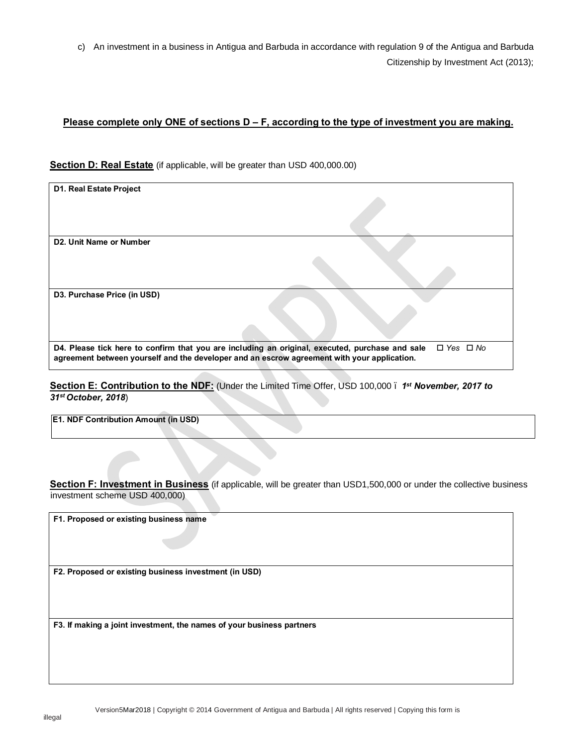c) An investment in a business in Antigua and Barbuda in accordance with regulation 9 of the Antigua and Barbuda Citizenship by Investment Act (2013);

**Please complete only ONE of sections D – F, according to the type of investment you are making.**

**Section D: Real Estate** (if applicable, will be greater than USD 400,000.00)

| | |
|---|---|
| **D1. Real Estate Project** | |
| **D2. Unit Name or Number** | |
| **D3. Purchase Price (in USD)** | |
| **D4. Please tick here to confirm that you are including an original, executed, purchase and sale agreement between yourself and the developer and an escrow agreement with your application.** | ☐ *Yes* ☐ *No* |

**Section E: Contribution to the NDF:** (Under the Limited Time Offer, USD 100,000 ï ***1st November, 2017 to 31st October, 2018***)

| |
|---|
| **E1. NDF Contribution Amount (in USD)** |

**Section F: Investment in Business** (if applicable, will be greater than USD1,500,000 or under the collective business investment scheme USD 400,000)

| |
|---|
| **F1. Proposed or existing business name** |
| **F2. Proposed or existing business investment (in USD)** |
| **F3. If making a joint investment, the names of your business partners** |

Version5Mar2018 | Copyright © 2014 Government of Antigua and Barbuda | All rights reserved | Copying this form is illegal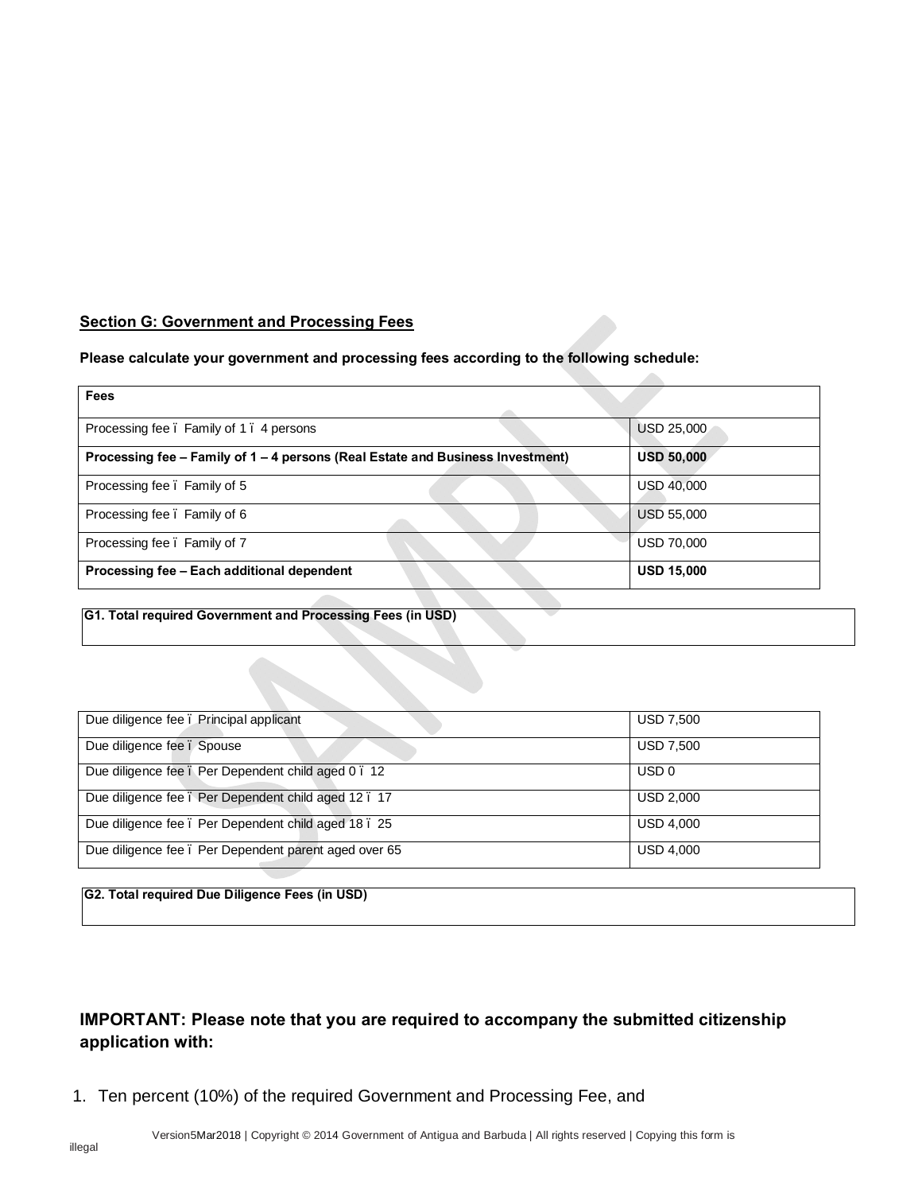**Section G: Government and Processing Fees**

**Please calculate your government and processing fees according to the following schedule:**

| **Fees** | |
|---|---|
| Processing fee ï Family of 1 ï 4 persons | USD 25,000 |
| **Processing fee – Family of 1 – 4 persons (Real Estate and Business Investment)** | **USD 50,000** |
| Processing fee ï Family of 5 | USD 40,000 |
| Processing fee ï Family of 6 | USD 55,000 |
| Processing fee ï Family of 7 | USD 70,000 |
| **Processing fee – Each additional dependent** | **USD 15,000** |

| **G1. Total required Government and Processing Fees (in USD)** |
|---|
| |

| | |
|---|---|
| Due diligence fee ï Principal applicant | USD 7,500 |
| Due diligence fee ï Spouse | USD 7,500 |
| Due diligence fee ï Per Dependent child aged 0 ï 12 | USD 0 |
| Due diligence fee ï Per Dependent child aged 12 ï 17 | USD 2,000 |
| Due diligence fee ï Per Dependent child aged 18 ï 25 | USD 4,000 |
| Due diligence fee ï Per Dependent parent aged over 65 | USD 4,000 |

| **G2. Total required Due Diligence Fees (in USD)** |
|---|
| |

**IMPORTANT: Please note that you are required to accompany the submitted citizenship application with:**

1. Ten percent (10%) of the required Government and Processing Fee, and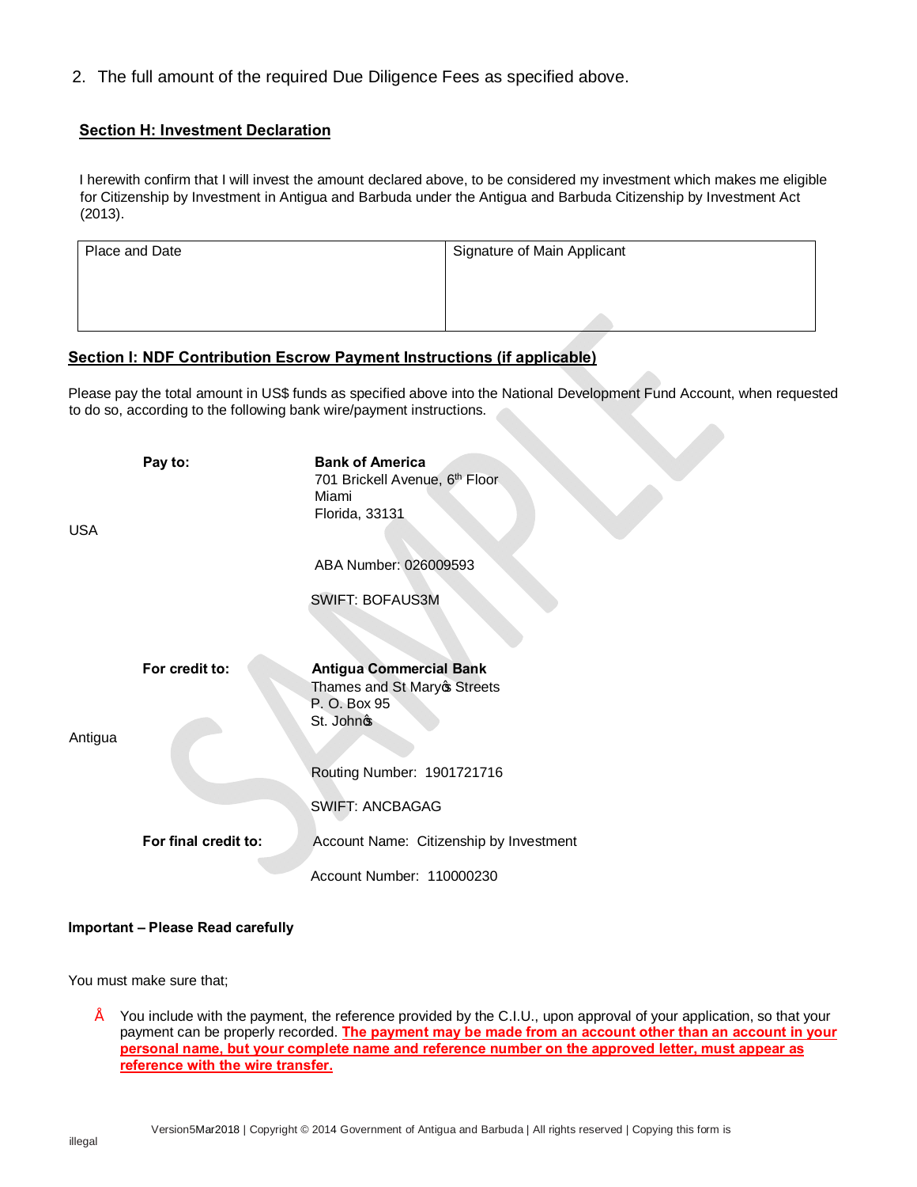2. The full amount of the required Due Diligence Fees as specified above.

**Section H: Investment Declaration**

I herewith confirm that I will invest the amount declared above, to be considered my investment which makes me eligible for Citizenship by Investment in Antigua and Barbuda under the Antigua and Barbuda Citizenship by Investment Act (2013).

| Place and Date | Signature of Main Applicant |
|---|---|
| | |

**Section I: NDF Contribution Escrow Payment Instructions (if applicable)**

Please pay the total amount in US$ funds as specified above into the National Development Fund Account, when requested to do so, according to the following bank wire/payment instructions.

**Pay to:**
**Bank of America**
701 Brickell Avenue, 6th Floor
Miami
Florida, 33131
USA

ABA Number: 026009593

SWIFT: BOFAUS3M

**For credit to:**
**Antigua Commercial Bank**
Thames and St Mary's Streets
P. O. Box 95
St. John's
Antigua

Routing Number: 1901721716

SWIFT: ANCBAGAG

**For final credit to:**
Account Name: Citizenship by Investment

Account Number: 110000230

**Important – Please Read carefully**

You must make sure that;

- You include with the payment, the reference provided by the C.I.U., upon approval of your application, so that your payment can be properly recorded. **The payment may be made from an account other than an account in your personal name, but your complete name and reference number on the approved letter, must appear as reference with the wire transfer.**

Version5Mar2018 | Copyright © 2014 Government of Antigua and Barbuda | All rights reserved | Copying this form is illegal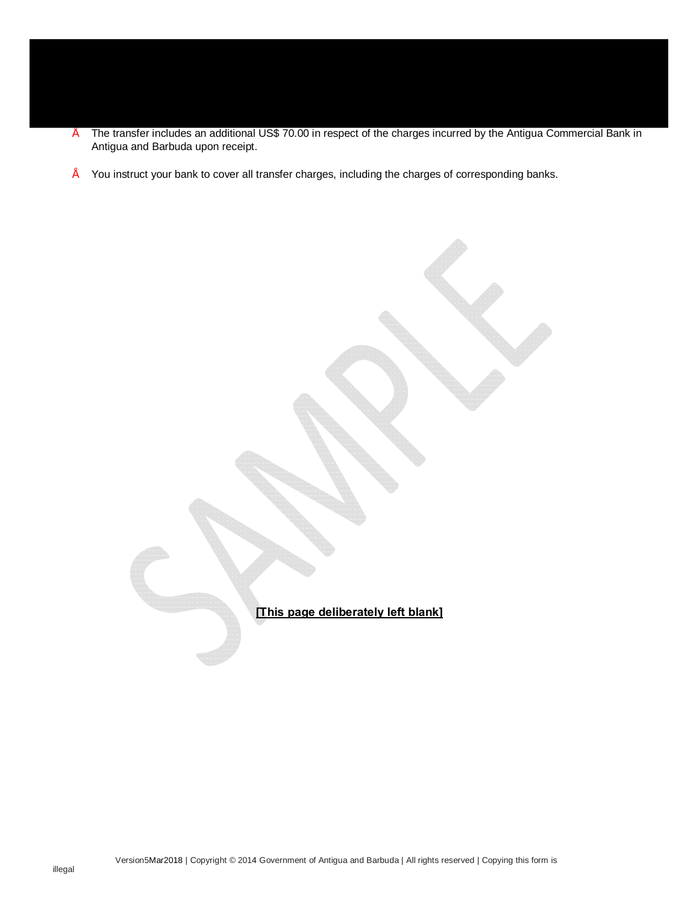- The transfer includes an additional US$ 70.00 in respect of the charges incurred by the Antigua Commercial Bank in Antigua and Barbuda upon receipt.

- You instruct your bank to cover all transfer charges, including the charges of corresponding banks.

**[This page deliberately left blank]**